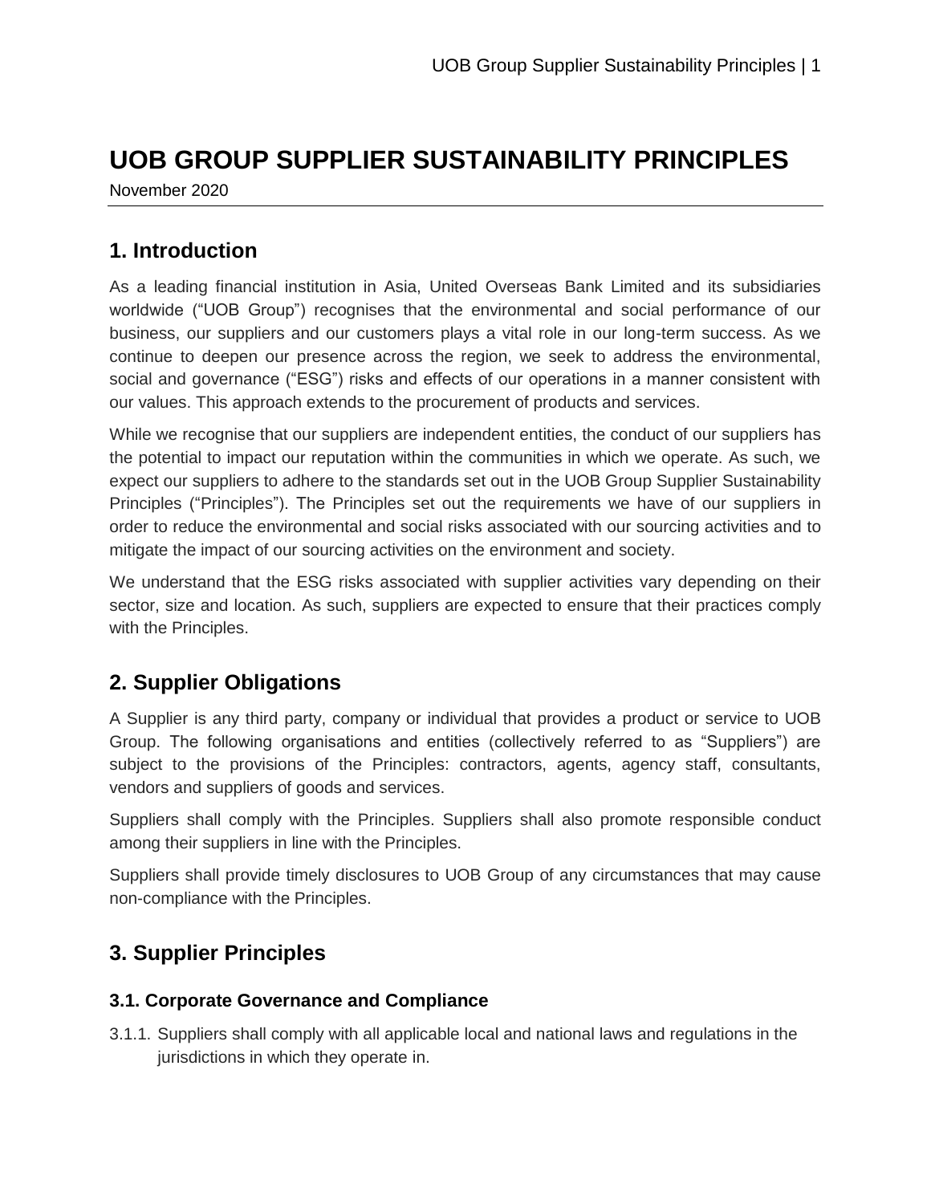# UOB GROUP SUPPLIER SUSTAINABILITY PRINCIPLES

November 2020

## 1. Introduction

As a leading financial institution in Asia, United Overseas Bank Limited and its subsidiaries worldwide ("UOB Group") recognises that the environmental and social performance of our business, our suppliers and our customers plays a vital role in our long-term success. As we continue to deepen our presence across the region, we seek to address the environmental, social and governance ("ESG") risks and effects of our operations in a manner consistent with our values. This approach extends to the procurement of products and services.

While we recognise that our suppliers are independent entities, the conduct of our suppliers has the potential to impact our reputation within the communities in which we operate. As such, we expect our suppliers to adhere to the standards set out in the UOB Group Supplier Sustainability Principles ("Principles"). The Principles set out the requirements we have of our suppliers in order to reduce the environmental and social risks associated with our sourcing activities and to mitigate the impact of our sourcing activities on the environment and society.

We understand that the ESG risks associated with supplier activities vary depending on their sector, size and location. As such, suppliers are expected to ensure that their practices comply with the Principles.

## 2. Supplier Obligations

A Supplier is any third party, company or individual that provides a product or service to UOB Group. The following organisations and entities (collectively referred to as "Suppliers") are subject to the provisions of the Principles: contractors, agents, agency staff, consultants, vendors and suppliers of goods and services.

Suppliers shall comply with the Principles. Suppliers shall also promote responsible conduct among their suppliers in line with the Principles.

Suppliers shall provide timely disclosures to UOB Group of any circumstances that may cause non-compliance with the Principles.

## 3. Supplier Principles

### 3.1. Corporate Governance and Compliance

3.1.1. Suppliers shall comply with all applicable local and national laws and regulations in the jurisdictions in which they operate in.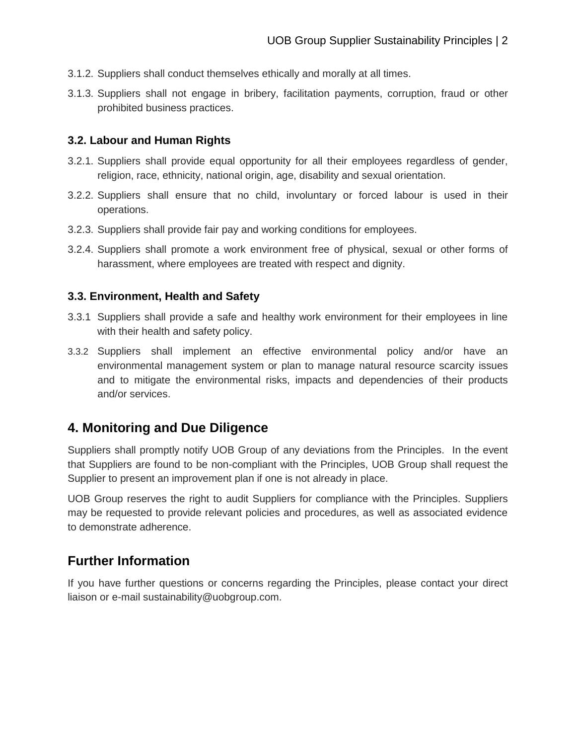3.1.2. Suppliers shall conduct themselves ethically and morally at all times.

3.1.3. Suppliers shall not engage in bribery, facilitation payments, corruption, fraud or other prohibited business practices.

### 3.2. Labour and Human Rights

3.2.1. Suppliers shall provide equal opportunity for all their employees regardless of gender, religion, race, ethnicity, national origin, age, disability and sexual orientation.

3.2.2. Suppliers shall ensure that no child, involuntary or forced labour is used in their operations.

3.2.3. Suppliers shall provide fair pay and working conditions for employees.

3.2.4. Suppliers shall promote a work environment free of physical, sexual or other forms of harassment, where employees are treated with respect and dignity.

### 3.3. Environment, Health and Safety

3.3.1 Suppliers shall provide a safe and healthy work environment for their employees in line with their health and safety policy.

3.3.2 Suppliers shall implement an effective environmental policy and/or have an environmental management system or plan to manage natural resource scarcity issues and to mitigate the environmental risks, impacts and dependencies of their products and/or services.

## 4. Monitoring and Due Diligence

Suppliers shall promptly notify UOB Group of any deviations from the Principles. In the event that Suppliers are found to be non-compliant with the Principles, UOB Group shall request the Supplier to present an improvement plan if one is not already in place.

UOB Group reserves the right to audit Suppliers for compliance with the Principles. Suppliers may be requested to provide relevant policies and procedures, as well as associated evidence to demonstrate adherence.

## Further Information

If you have further questions or concerns regarding the Principles, please contact your direct liaison or e-mail sustainability@uobgroup.com.